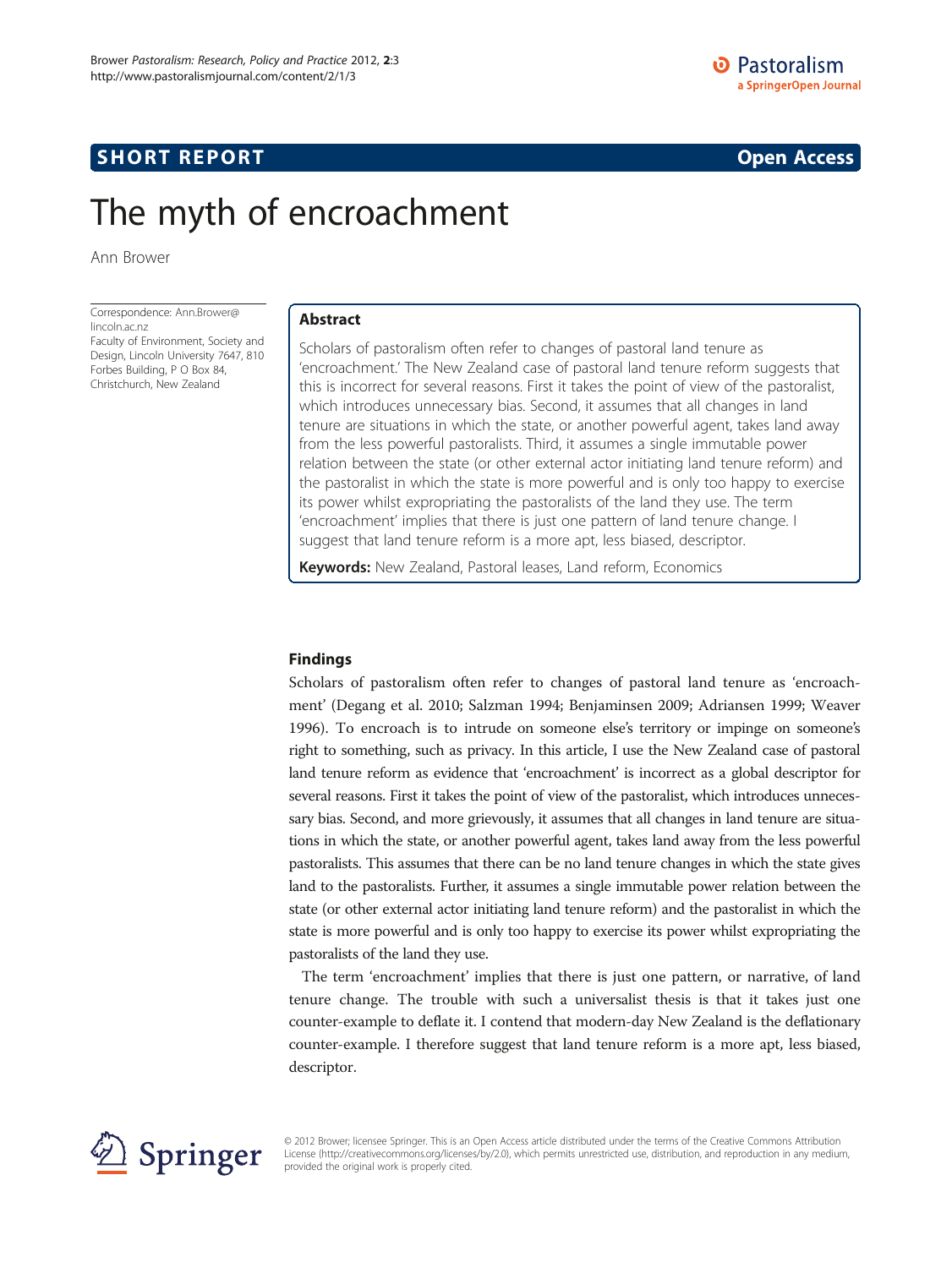SHORT REPORT

Open Access

# The myth of encroachment

Ann Brower

Correspondence: Ann.Brower@lincoln.ac.nz
Faculty of Environment, Society and Design, Lincoln University 7647, 810 Forbes Building, P O Box 84, Christchurch, New Zealand

## Abstract

Scholars of pastoralism often refer to changes of pastoral land tenure as 'encroachment.' The New Zealand case of pastoral land tenure reform suggests that this is incorrect for several reasons. First it takes the point of view of the pastoralist, which introduces unnecessary bias. Second, it assumes that all changes in land tenure are situations in which the state, or another powerful agent, takes land away from the less powerful pastoralists. Third, it assumes a single immutable power relation between the state (or other external actor initiating land tenure reform) and the pastoralist in which the state is more powerful and is only too happy to exercise its power whilst expropriating the pastoralists of the land they use. The term 'encroachment' implies that there is just one pattern of land tenure change. I suggest that land tenure reform is a more apt, less biased, descriptor.

**Keywords:** New Zealand, Pastoral leases, Land reform, Economics

## Findings

Scholars of pastoralism often refer to changes of pastoral land tenure as 'encroachment' (Degang et al. 2010; Salzman 1994; Benjaminsen 2009; Adriansen 1999; Weaver 1996). To encroach is to intrude on someone else's territory or impinge on someone's right to something, such as privacy. In this article, I use the New Zealand case of pastoral land tenure reform as evidence that 'encroachment' is incorrect as a global descriptor for several reasons. First it takes the point of view of the pastoralist, which introduces unnecessary bias. Second, and more grievously, it assumes that all changes in land tenure are situations in which the state, or another powerful agent, takes land away from the less powerful pastoralists. This assumes that there can be no land tenure changes in which the state gives land to the pastoralists. Further, it assumes a single immutable power relation between the state (or other external actor initiating land tenure reform) and the pastoralist in which the state is more powerful and is only too happy to exercise its power whilst expropriating the pastoralists of the land they use.

The term 'encroachment' implies that there is just one pattern, or narrative, of land tenure change. The trouble with such a universalist thesis is that it takes just one counter-example to deflate it. I contend that modern-day New Zealand is the deflationary counter-example. I therefore suggest that land tenure reform is a more apt, less biased, descriptor.

© 2012 Brower; licensee Springer. This is an Open Access article distributed under the terms of the Creative Commons Attribution License (http://creativecommons.org/licenses/by/2.0), which permits unrestricted use, distribution, and reproduction in any medium, provided the original work is properly cited.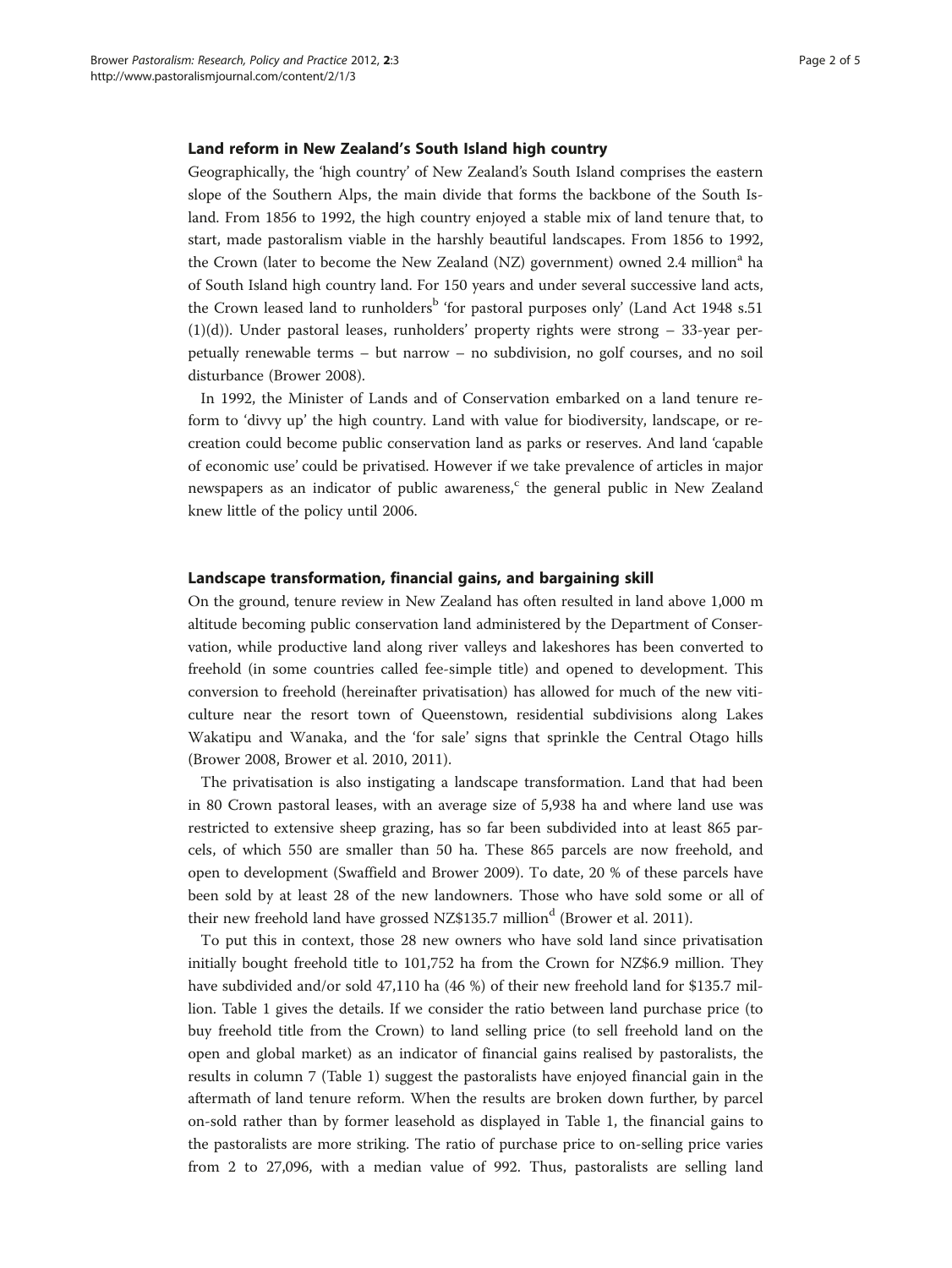## Land reform in New Zealand's South Island high country

Geographically, the 'high country' of New Zealand's South Island comprises the eastern slope of the Southern Alps, the main divide that forms the backbone of the South Island. From 1856 to 1992, the high country enjoyed a stable mix of land tenure that, to start, made pastoralism viable in the harshly beautiful landscapes. From 1856 to 1992, the Crown (later to become the New Zealand (NZ) government) owned 2.4 million[a] ha of South Island high country land. For 150 years and under several successive land acts, the Crown leased land to runholders[b] 'for pastoral purposes only' (Land Act 1948 s.51 (1)(d)). Under pastoral leases, runholders' property rights were strong – 33-year perpetually renewable terms – but narrow – no subdivision, no golf courses, and no soil disturbance (Brower 2008).

In 1992, the Minister of Lands and of Conservation embarked on a land tenure reform to 'divvy up' the high country. Land with value for biodiversity, landscape, or recreation could become public conservation land as parks or reserves. And land 'capable of economic use' could be privatised. However if we take prevalence of articles in major newspapers as an indicator of public awareness,[c] the general public in New Zealand knew little of the policy until 2006.

## Landscape transformation, financial gains, and bargaining skill

On the ground, tenure review in New Zealand has often resulted in land above 1,000 m altitude becoming public conservation land administered by the Department of Conservation, while productive land along river valleys and lakeshores has been converted to freehold (in some countries called fee-simple title) and opened to development. This conversion to freehold (hereinafter privatisation) has allowed for much of the new viticulture near the resort town of Queenstown, residential subdivisions along Lakes Wakatipu and Wanaka, and the 'for sale' signs that sprinkle the Central Otago hills (Brower 2008, Brower et al. 2010, 2011).

The privatisation is also instigating a landscape transformation. Land that had been in 80 Crown pastoral leases, with an average size of 5,938 ha and where land use was restricted to extensive sheep grazing, has so far been subdivided into at least 865 parcels, of which 550 are smaller than 50 ha. These 865 parcels are now freehold, and open to development (Swaffield and Brower 2009). To date, 20 % of these parcels have been sold by at least 28 of the new landowners. Those who have sold some or all of their new freehold land have grossed NZ$135.7 million[d] (Brower et al. 2011).

To put this in context, those 28 new owners who have sold land since privatisation initially bought freehold title to 101,752 ha from the Crown for NZ$6.9 million. They have subdivided and/or sold 47,110 ha (46 %) of their new freehold land for $135.7 million. Table 1 gives the details. If we consider the ratio between land purchase price (to buy freehold title from the Crown) to land selling price (to sell freehold land on the open and global market) as an indicator of financial gains realised by pastoralists, the results in column 7 (Table 1) suggest the pastoralists have enjoyed financial gain in the aftermath of land tenure reform. When the results are broken down further, by parcel on-sold rather than by former leasehold as displayed in Table 1, the financial gains to the pastoralists are more striking. The ratio of purchase price to on-selling price varies from 2 to 27,096, with a median value of 992. Thus, pastoralists are selling land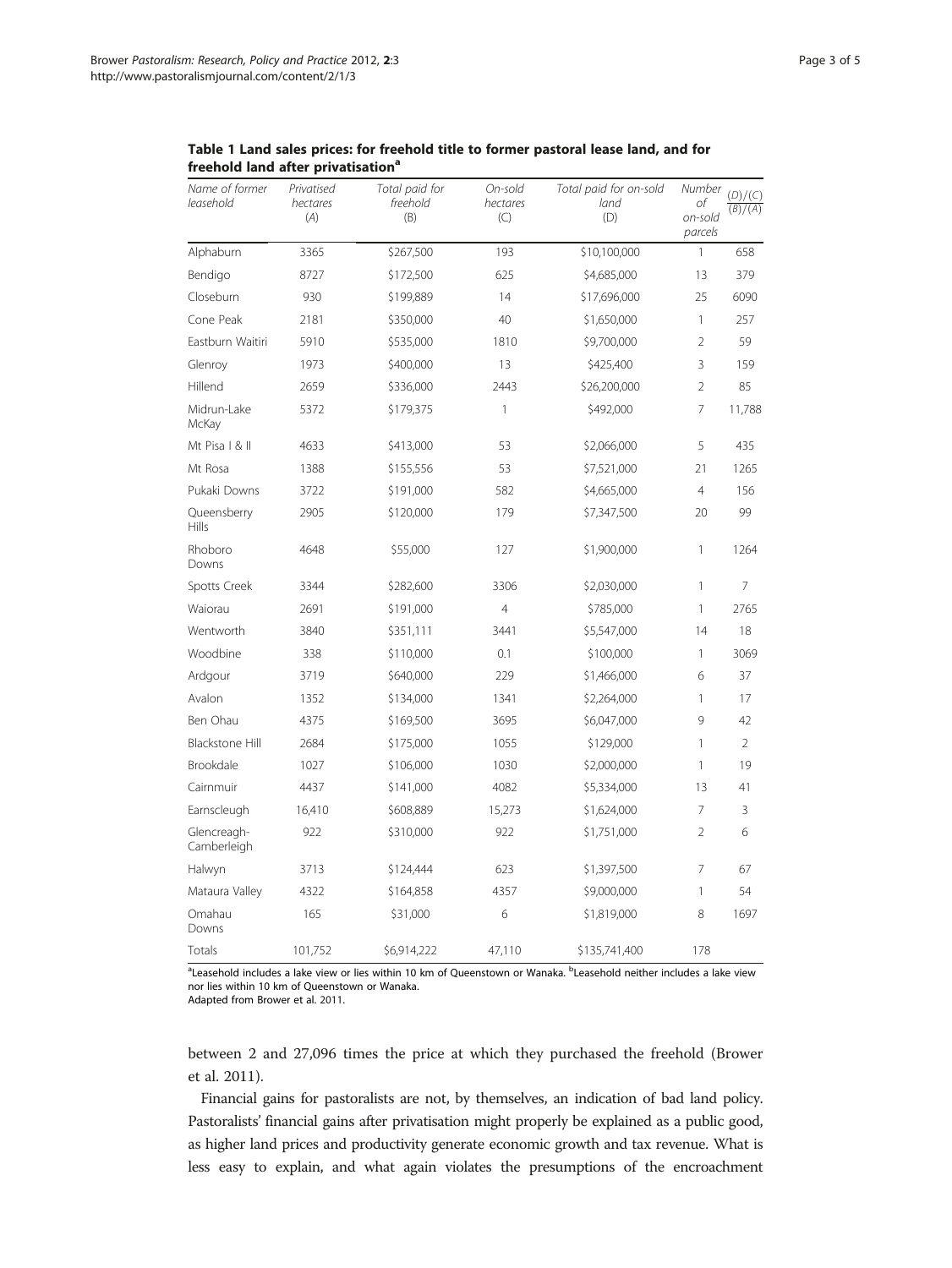**Table 1 Land sales prices: for freehold title to former pastoral lease land, and for freehold land after privatisation[a]**

| Name of former leasehold | Privatised hectares (A) | Total paid for freehold (B) | On-sold hectares (C) | Total paid for on-sold land (D) | Number of on-sold parcels | $\frac{(D)/(C)}{(B)/(A)}$ |
|---|---|---|---|---|---|---|
| Alphaburn | 3365 | $267,500 | 193 | $10,100,000 | 1 | 658 |
| Bendigo | 8727 | $172,500 | 625 | $4,685,000 | 13 | 379 |
| Closeburn | 930 | $199,889 | 14 | $17,696,000 | 25 | 6090 |
| Cone Peak | 2181 | $350,000 | 40 | $1,650,000 | 1 | 257 |
| Eastburn Waitiri | 5910 | $535,000 | 1810 | $9,700,000 | 2 | 59 |
| Glenroy | 1973 | $400,000 | 13 | $425,400 | 3 | 159 |
| Hillend | 2659 | $336,000 | 2443 | $26,200,000 | 2 | 85 |
| Midrun-Lake McKay | 5372 | $179,375 | 1 | $492,000 | 7 | 11,788 |
| Mt Pisa I & II | 4633 | $413,000 | 53 | $2,066,000 | 5 | 435 |
| Mt Rosa | 1388 | $155,556 | 53 | $7,521,000 | 21 | 1265 |
| Pukaki Downs | 3722 | $191,000 | 582 | $4,665,000 | 4 | 156 |
| Queensberry Hills | 2905 | $120,000 | 179 | $7,347,500 | 20 | 99 |
| Rhoboro Downs | 4648 | $55,000 | 127 | $1,900,000 | 1 | 1264 |
| Spotts Creek | 3344 | $282,600 | 3306 | $2,030,000 | 1 | 7 |
| Waiorau | 2691 | $191,000 | 4 | $785,000 | 1 | 2765 |
| Wentworth | 3840 | $351,111 | 3441 | $5,547,000 | 14 | 18 |
| Woodbine | 338 | $110,000 | 0.1 | $100,000 | 1 | 3069 |
| Ardgour | 3719 | $640,000 | 229 | $1,466,000 | 6 | 37 |
| Avalon | 1352 | $134,000 | 1341 | $2,264,000 | 1 | 17 |
| Ben Ohau | 4375 | $169,500 | 3695 | $6,047,000 | 9 | 42 |
| Blackstone Hill | 2684 | $175,000 | 1055 | $129,000 | 1 | 2 |
| Brookdale | 1027 | $106,000 | 1030 | $2,000,000 | 1 | 19 |
| Cairnmuir | 4437 | $141,000 | 4082 | $5,334,000 | 13 | 41 |
| Earnscleugh | 16,410 | $608,889 | 15,273 | $1,624,000 | 7 | 3 |
| Glencreagh-Camberleigh | 922 | $310,000 | 922 | $1,751,000 | 2 | 6 |
| Halwyn | 3713 | $124,444 | 623 | $1,397,500 | 7 | 67 |
| Mataura Valley | 4322 | $164,858 | 4357 | $9,000,000 | 1 | 54 |
| Omahau Downs | 165 | $31,000 | 6 | $1,819,000 | 8 | 1697 |
| Totals | 101,752 | $6,914,222 | 47,110 | $135,741,400 | 178 | |

[a]Leasehold includes a lake view or lies within 10 km of Queenstown or Wanaka. [b]Leasehold neither includes a lake view nor lies within 10 km of Queenstown or Wanaka.
Adapted from Brower et al. 2011.

between 2 and 27,096 times the price at which they purchased the freehold (Brower et al. 2011).

Financial gains for pastoralists are not, by themselves, an indication of bad land policy. Pastoralists' financial gains after privatisation might properly be explained as a public good, as higher land prices and productivity generate economic growth and tax revenue. What is less easy to explain, and what again violates the presumptions of the encroachment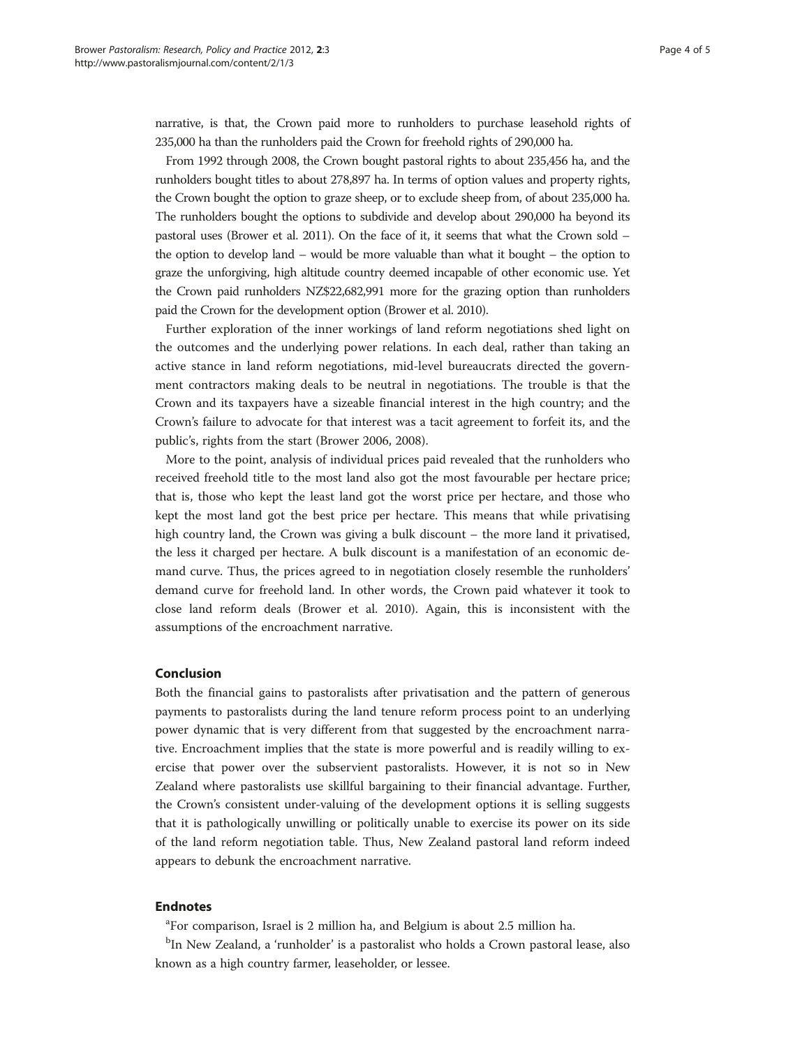narrative, is that, the Crown paid more to runholders to purchase leasehold rights of 235,000 ha than the runholders paid the Crown for freehold rights of 290,000 ha.

From 1992 through 2008, the Crown bought pastoral rights to about 235,456 ha, and the runholders bought titles to about 278,897 ha. In terms of option values and property rights, the Crown bought the option to graze sheep, or to exclude sheep from, of about 235,000 ha. The runholders bought the options to subdivide and develop about 290,000 ha beyond its pastoral uses (Brower et al. 2011). On the face of it, it seems that what the Crown sold – the option to develop land – would be more valuable than what it bought – the option to graze the unforgiving, high altitude country deemed incapable of other economic use. Yet the Crown paid runholders NZ$22,682,991 more for the grazing option than runholders paid the Crown for the development option (Brower et al. 2010).

Further exploration of the inner workings of land reform negotiations shed light on the outcomes and the underlying power relations. In each deal, rather than taking an active stance in land reform negotiations, mid-level bureaucrats directed the government contractors making deals to be neutral in negotiations. The trouble is that the Crown and its taxpayers have a sizeable financial interest in the high country; and the Crown's failure to advocate for that interest was a tacit agreement to forfeit its, and the public's, rights from the start (Brower 2006, 2008).

More to the point, analysis of individual prices paid revealed that the runholders who received freehold title to the most land also got the most favourable per hectare price; that is, those who kept the least land got the worst price per hectare, and those who kept the most land got the best price per hectare. This means that while privatising high country land, the Crown was giving a bulk discount – the more land it privatised, the less it charged per hectare. A bulk discount is a manifestation of an economic demand curve. Thus, the prices agreed to in negotiation closely resemble the runholders' demand curve for freehold land. In other words, the Crown paid whatever it took to close land reform deals (Brower et al. 2010). Again, this is inconsistent with the assumptions of the encroachment narrative.

## Conclusion

Both the financial gains to pastoralists after privatisation and the pattern of generous payments to pastoralists during the land tenure reform process point to an underlying power dynamic that is very different from that suggested by the encroachment narrative. Encroachment implies that the state is more powerful and is readily willing to exercise that power over the subservient pastoralists. However, it is not so in New Zealand where pastoralists use skillful bargaining to their financial advantage. Further, the Crown's consistent under-valuing of the development options it is selling suggests that it is pathologically unwilling or politically unable to exercise its power on its side of the land reform negotiation table. Thus, New Zealand pastoral land reform indeed appears to debunk the encroachment narrative.

## Endnotes

[a]For comparison, Israel is 2 million ha, and Belgium is about 2.5 million ha.

[b]In New Zealand, a 'runholder' is a pastoralist who holds a Crown pastoral lease, also known as a high country farmer, leaseholder, or lessee.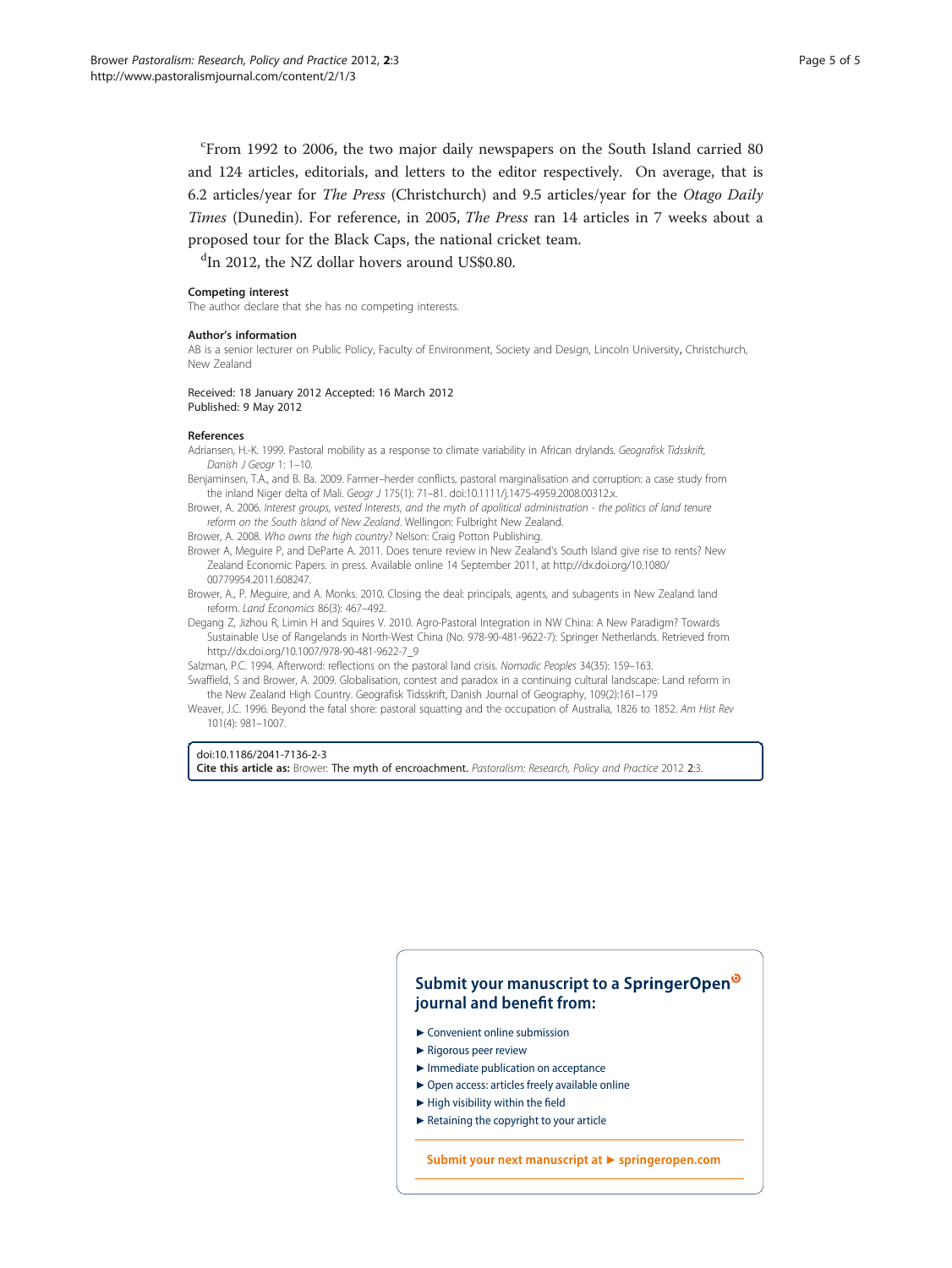[c]From 1992 to 2006, the two major daily newspapers on the South Island carried 80 and 124 articles, editorials, and letters to the editor respectively. On average, that is 6.2 articles/year for *The Press* (Christchurch) and 9.5 articles/year for the *Otago Daily Times* (Dunedin). For reference, in 2005, *The Press* ran 14 articles in 7 weeks about a proposed tour for the Black Caps, the national cricket team.

[d]In 2012, the NZ dollar hovers around US$0.80.

#### Competing interest

The author declare that she has no competing interests.

#### Author's information

AB is a senior lecturer on Public Policy, Faculty of Environment, Society and Design, Lincoln University, Christchurch, New Zealand

Received: 18 January 2012 Accepted: 16 March 2012
Published: 9 May 2012

#### References

Adriansen, H.-K. 1999. Pastoral mobility as a response to climate variability in African drylands. *Geografisk Tidsskrift, Danish J Geogr* 1: 1–10.

Benjaminsen, T.A., and B. Ba. 2009. Farmer–herder conflicts, pastoral marginalisation and corruption: a case study from the inland Niger delta of Mali. *Geogr J* 175(1): 71–81. doi:10.1111/j.1475-4959.2008.00312.x.

Brower, A. 2006. *Interest groups, vested Interests, and the myth of apolitical administration - the politics of land tenure reform on the South Island of New Zealand*. Wellington: Fulbright New Zealand.

Brower, A. 2008. *Who owns the high country?* Nelson: Craig Potton Publishing.

Brower A, Meguire P, and DeParte A. 2011. Does tenure review in New Zealand's South Island give rise to rents? New Zealand Economic Papers. in press. Available online 14 September 2011, at http://dx.doi.org/10.1080/00779954.2011.608247.

Brower, A., P. Meguire, and A. Monks. 2010. Closing the deal: principals, agents, and subagents in New Zealand land reform. *Land Economics* 86(3): 467–492.

Degang Z, Jizhou R, Limin H and Squires V. 2010. Agro-Pastoral Integration in NW China: A New Paradigm? Towards Sustainable Use of Rangelands in North-West China (No. 978-90-481-9622-7): Springer Netherlands. Retrieved from http://dx.doi.org/10.1007/978-90-481-9622-7_9

Salzman, P.C. 1994. Afterword: reflections on the pastoral land crisis. *Nomadic Peoples* 34(35): 159–163.

Swaffield, S and Brower, A. 2009. Globalisation, contest and paradox in a continuing cultural landscape: Land reform in the New Zealand High Country. Geografisk Tidsskrift, Danish Journal of Geography, 109(2):161–179

Weaver, J.C. 1996. Beyond the fatal shore: pastoral squatting and the occupation of Australia, 1826 to 1852. *Am Hist Rev* 101(4): 981–1007.

doi:10.1186/2041-7136-2-3
**Cite this article as:** Brower: The myth of encroachment. *Pastoralism: Research, Policy and Practice* 2012 **2**:3.

**Submit your manuscript to a SpringerOpen journal and benefit from:**

- ► Convenient online submission
- ► Rigorous peer review
- ► Immediate publication on acceptance
- ► Open access: articles freely available online
- ► High visibility within the field
- ► Retaining the copyright to your article

**Submit your next manuscript at ► springeropen.com**